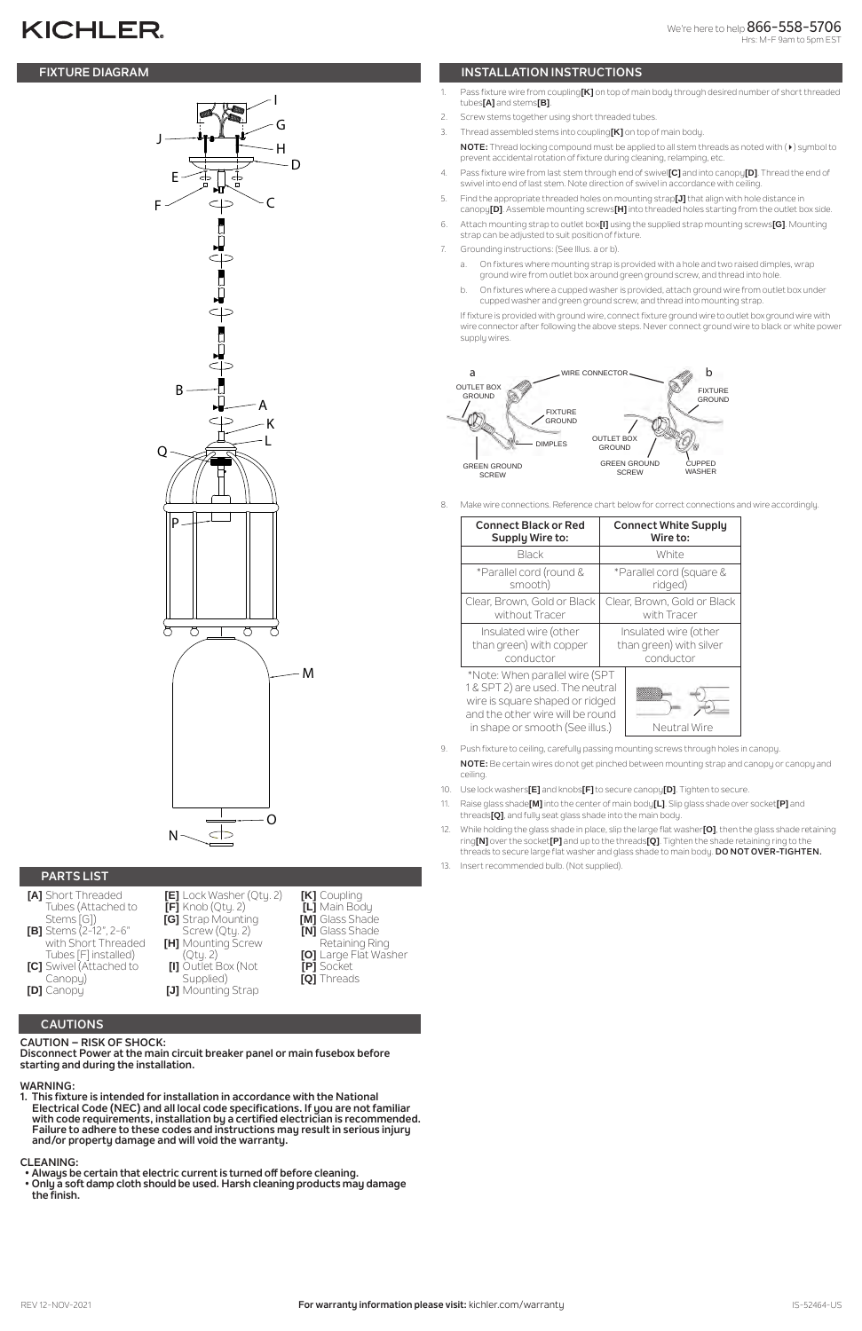KICHLER

We're here to help 866-558-5706
Hrs: M-F 9am to 5pm EST

## FIXTURE DIAGRAM

## PARTS LIST

- **[A]** Short Threaded Tubes (Attached to Stems [G])
- **[B]** Stems (2-12", 2-6" with Short Threaded Tubes [F] installed)
- **[C]** Swivel (Attached to Canopy)
- **[D]** Canopy
- **[E]** Lock Washer (Qty. 2)
- **[F]** Knob (Qty. 2)
- **[G]** Strap Mounting Screw (Qty. 2)
- **[H]** Mounting Screw (Qty. 2)
- **[I]** Outlet Box (Not Supplied)
- **[J]** Mounting Strap
- **[K]** Coupling
- **[L]** Main Body
- **[M]** Glass Shade
- **[N]** Glass Shade Retaining Ring
- **[O]** Large Flat Washer
- **[P]** Socket
- **[Q]** Threads

## CAUTIONS

**CAUTION – RISK OF SHOCK:**
**Disconnect Power at the main circuit breaker panel or main fusebox before starting and during the installation.**

**WARNING:**
1. **This fixture is intended for installation in accordance with the National Electrical Code (NEC) and all local code specifications. If you are not familiar with code requirements, installation by a certified electrician is recommended. Failure to adhere to these codes and instructions may result in serious injury and/or property damage and will void the warranty.**

**CLEANING:**
- **Always be certain that electric current is turned off before cleaning.**
- **Only a soft damp cloth should be used. Harsh cleaning products may damage the finish.**

## INSTALLATION INSTRUCTIONS

1. Pass fixture wire from coupling**[K]** on top of main body through desired number of short threaded tubes**[A]** and stems**[B]**.
2. Screw stems together using short threaded tubes.
3. Thread assembled stems into coupling**[K]** on top of main body.

   **NOTE:** Thread locking compound must be applied to all stem threads as noted with (▸) symbol to prevent accidental rotation of fixture during cleaning, relamping, etc.
4. Pass fixture wire from last stem through end of swivel**[C]** and into canopy**[D]**. Thread the end of swivel into end of last stem. Note direction of swivel in accordance with ceiling.
5. Find the appropriate threaded holes on mounting strap**[J]** that align with hole distance in canopy**[D]**. Assemble mounting screws**[H]** into threaded holes starting from the outlet box side.
6. Attach mounting strap to outlet box**[I]** using the supplied strap mounting screws**[G]**. Mounting strap can be adjusted to suit position of fixture.
7. Grounding instructions: (See Illus. a or b).
   a. On fixtures where mounting strap is provided with a hole and two raised dimples, wrap ground wire from outlet box around green ground screw, and thread into hole.
   b. On fixtures where a cupped washer is provided, attach ground wire from outlet box under cupped washer and green ground screw, and thread into mounting strap.

   If fixture is provided with ground wire, connect fixture ground wire to outlet box ground wire with wire connector after following the above steps. Never connect ground wire to black or white power supply wires.

a: OUTLET BOX GROUND, WIRE CONNECTOR, FIXTURE GROUND, DIMPLES, GREEN GROUND SCREW
b: FIXTURE GROUND, OUTLET BOX GROUND, GREEN GROUND SCREW, CUPPED WASHER

8. Make wire connections. Reference chart below for correct connections and wire accordingly.

| Connect Black or Red Supply Wire to: | Connect White Supply Wire to: |
|---|---|
| Black | White |
| *Parallel cord (round & smooth) | *Parallel cord (square & ridged) |
| Clear, Brown, Gold or Black without Tracer | Clear, Brown, Gold or Black with Tracer |
| Insulated wire (other than green) with copper conductor | Insulated wire (other than green) with silver conductor |

*Note: When parallel wire (SPT 1 & SPT 2) are used. The neutral wire is square shaped or ridged and the other wire will be round in shape or smooth (See illus.)

Neutral Wire

9. Push fixture to ceiling, carefully passing mounting screws through holes in canopy.

   **NOTE:** Be certain wires do not get pinched between mounting strap and canopy or canopy and ceiling.
10. Use lock washers**[E]** and knobs**[F]** to secure canopy**[D]**. Tighten to secure.
11. Raise glass shade**[M]** into the center of main body**[L]**. Slip glass shade over socket**[P]** and threads**[Q]**, and fully seat glass shade into the main body.
12. While holding the glass shade in place, slip the large flat washer**[O]**, then the glass shade retaining ring**[N]** over the socket**[P]** and up to the threads**[Q]**. Tighten the shade retaining ring to the threads to secure large flat washer and glass shade to main body. **DO NOT OVER-TIGHTEN.**
13. Insert recommended bulb. (Not supplied).

REV 12-NOV-2021

**For warranty information please visit:** kichler.com/warranty

IS-52464-US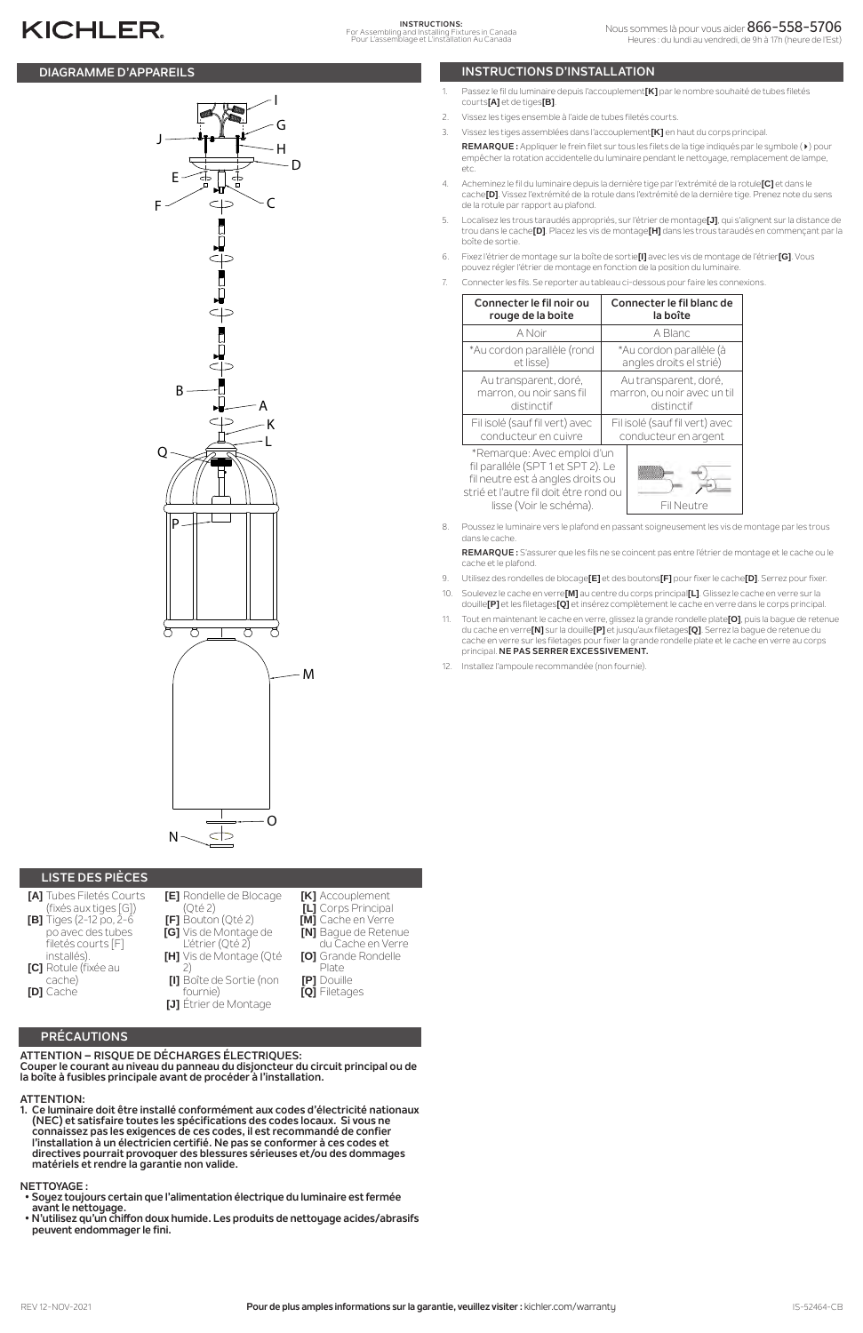KICHLER

**INSTRUCTIONS:**
For Assembling and Installing Fixtures in Canada
Pour L'assemblage et L'installation Au Canada

Nous sommes là pour vous aider **866-558-5706**
Heures : du lundi au vendredi, de 9h à 17h (heure de l'Est)

## DIAGRAMME D'APPAREILS

## LISTE DES PIÈCES

- **[A]** Tubes Filetés Courts (fixés aux tiges [G])
- **[B]** Tiges (2-12 po, 2-6 po avec des tubes filetés courts [F] installés).
- **[C]** Rotule (fixée au cache)
- **[D]** Cache
- **[E]** Rondelle de Blocage (Qté 2)
- **[F]** Bouton (Qté 2)
- **[G]** Vis de Montage de L'étrier (Qté 2)
- **[H]** Vis de Montage (Qté 2)
- **[I]** Boîte de Sortie (non fournie)
- **[J]** Étrier de Montage
- **[K]** Accouplement
- **[L]** Corps Principal
- **[M]** Cache en Verre
- **[N]** Bague de Retenue du Cache en Verre
- **[O]** Grande Rondelle Plate
- **[P]** Douille
- **[Q]** Filetages

## PRÉCAUTIONS

**ATTENTION – RISQUE DE DÉCHARGES ÉLECTRIQUES:**
**Couper le courant au niveau du panneau du disjoncteur du circuit principal ou de la boîte à fusibles principale avant de procéder à l'installation.**

**ATTENTION:**

1. **Ce luminaire doit être installé conformément aux codes d'électricité nationaux (NEC) et satisfaire toutes les spécifications des codes locaux. Si vous ne connaissez pas les exigences de ces codes, il est recommandé de confier l'installation à un électricien certifié. Ne pas se conformer à ces codes et directives pourrait provoquer des blessures sérieuses et/ou des dommages matériels et rendre la garantie non valide.**

**NETTOYAGE :**

- **Soyez toujours certain que l'alimentation électrique du luminaire est fermée avant le nettoyage.**
- **N'utilisez qu'un chiffon doux humide. Les produits de nettoyage acides/abrasifs peuvent endommager le fini.**

## INSTRUCTIONS D'INSTALLATION

1. Passez le fil du luminaire depuis l'accouplement**[K]** par le nombre souhaité de tubes filetés courts**[A]** et de tiges**[B]**.
2. Vissez les tiges ensemble à l'aide de tubes filetés courts.
3. Vissez les tiges assemblées dans l'accouplement**[K]** en haut du corps principal.

   **REMARQUE :** Appliquer le frein filet sur tous les filets de la tige indiqués par le symbole (▸) pour empêcher la rotation accidentelle du luminaire pendant le nettoyage, remplacement de lampe, etc.
4. Acheminez le fil du luminaire depuis la dernière tige par l'extrémité de la rotule**[C]** et dans le cache**[D]**. Vissez l'extrémité de la rotule dans l'extrémité de la dernière tige. Prenez note du sens de la rotule par rapport au plafond.
5. Localisez les trous taraudés appropriés, sur l'étrier de montage**[J]**, qui s'alignent sur la distance de trou dans le cache**[D]**. Placez les vis de montage**[H]** dans les trous taraudés en commençant par la boîte de sortie.
6. Fixez l'étrier de montage sur la boîte de sortie**[I]** avec les vis de montage de l'étrier**[G]**. Vous pouvez régler l'étrier de montage en fonction de la position du luminaire.
7. Connecter les fils. Se reporter au tableau ci-dessous pour faire les connexions.

| Connecter le fil noir ou rouge de la boite | Connecter le fil blanc de la boîte |
|---|---|
| A Noir | A Blanc |
| *Au cordon parallèle (rond et lisse) | *Au cordon parallèle (à angles droits et strié) |
| Au transparent, doré, marron, ou noir sans fil distinctif | Au transparent, doré, marron, ou noir avec un fil distinctif |
| Fil isolé (sauf fil vert) avec conducteur en cuivre | Fil isolé (sauf fil vert) avec conducteur en argent |

*Remarque: Avec emploi d'un fil parallèle (SPT 1 et SPT 2). Le fil neutre est à angles droits ou strié et l'autre fil doit être rond ou lisse (Voir le schéma).

Fil Neutre

8. Poussez le luminaire vers le plafond en passant soigneusement les vis de montage par les trous dans le cache.

   **REMARQUE :** S'assurer que les fils ne se coincent pas entre l'étrier de montage et le cache ou le cache et le plafond.
9. Utilisez des rondelles de blocage**[E]** et des boutons**[F]** pour fixer le cache**[D]**. Serrez pour fixer.
10. Soulevez le cache en verre**[M]** au centre du corps principal**[L]**. Glissez le cache en verre sur la douille**[P]** et les filetages**[Q]** et insérez complètement le cache en verre dans le corps principal.
11. Tout en maintenant le cache en verre, glissez la grande rondelle plate**[O]**, puis la bague de retenue du cache en verre**[N]** sur la douille**[P]** et jusqu'aux filetages**[Q]**. Serrez la bague de retenue du cache en verre sur les filetages pour fixer la grande rondelle plate et le cache en verre au corps principal. **NE PAS SERRER EXCESSIVEMENT.**
12. Installez l'ampoule recommandée (non fournie).

REV 12-NOV-2021

**Pour de plus amples informations sur la garantie, veuillez visiter :** kichler.com/warranty

IS-52464-CB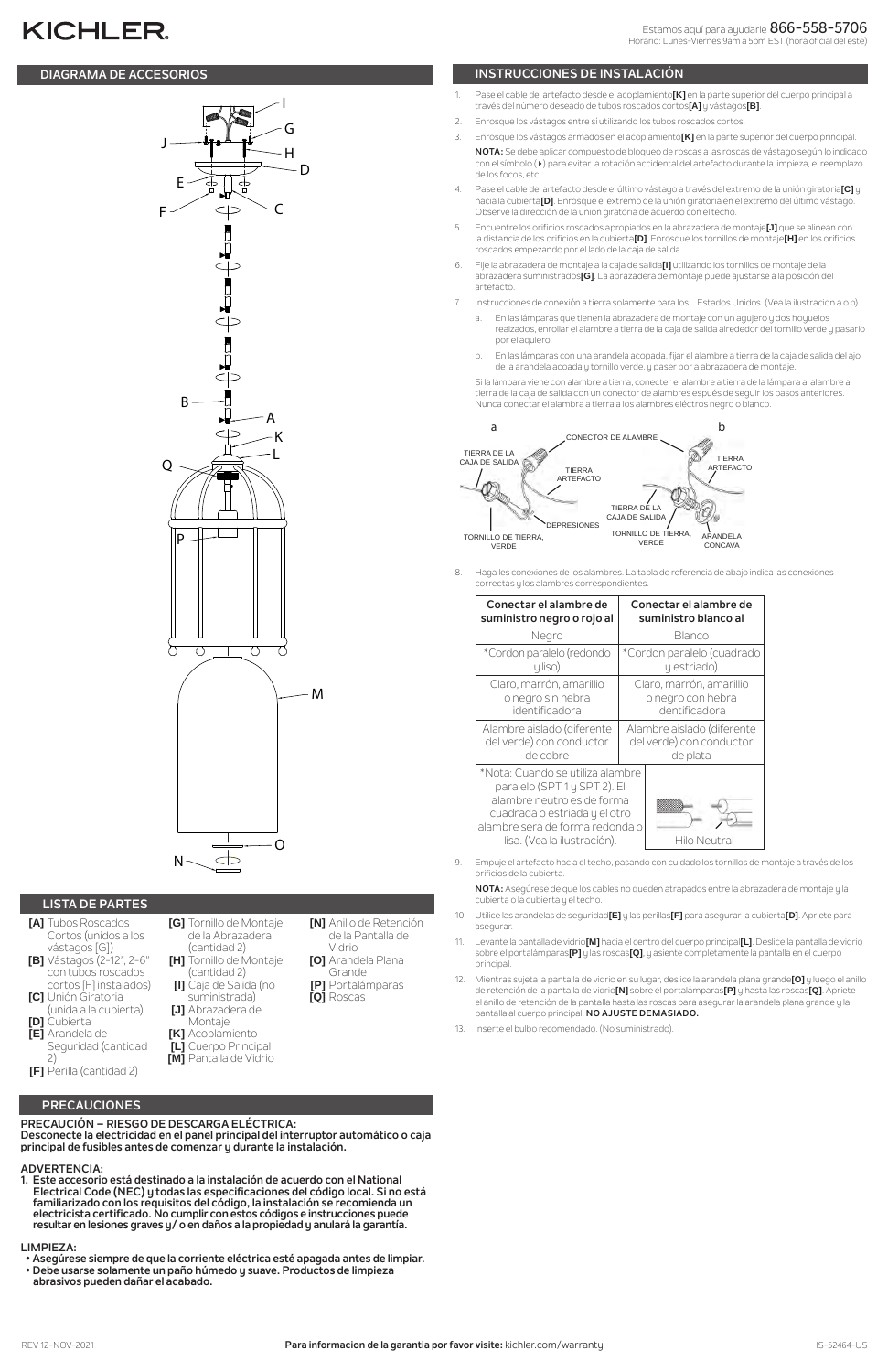# KICHLER

Estamos aquí para ayudarle **866-558-5706**
Horario: Lunes-Viernes 9am a 5pm EST (hora oficial del este)

## DIAGRAMA DE ACCESORIOS

## LISTA DE PARTES

- **[A]** Tubos Roscados Cortos (unidos a los vástagos [G])
- **[B]** Vástagos (2-12", 2-6" con tubos roscados cortos [F] instalados)
- **[C]** Unión Giratoria (unida a la cubierta)
- **[D]** Cubierta
- **[E]** Arandela de Seguridad (cantidad 2)
- **[F]** Perilla (cantidad 2)
- **[G]** Tornillo de Montaje de la Abrazadera (cantidad 2)
- **[H]** Tornillo de Montaje (cantidad 2)
- **[I]** Caja de Salida (no suministrada)
- **[J]** Abrazadera de Montaje
- **[K]** Acoplamiento
- **[L]** Cuerpo Principal
- **[M]** Pantalla de Vidrio
- **[N]** Anillo de Retención de la Pantalla de Vidrio
- **[O]** Arandela Plana Grande
- **[P]** Portalámparas
- **[Q]** Roscas

## PRECAUCIONES

**PRECAUCIÓN – RIESGO DE DESCARGA ELÉCTRICA:**
**Desconecte la electricidad en el panel principal del interruptor automático o caja principal de fusibles antes de comenzar y durante la instalación.**

**ADVERTENCIA:**

**1. Este accesorio está destinado a la instalación de acuerdo con el National Electrical Code (NEC) y todas las especificaciones del código local. Si no está familiarizado con los requisitos del código, la instalación se recomienda un electricista certificado. No cumplir con estos códigos e instrucciones puede resultar en lesiones graves y/ o en daños a la propiedad y anulará la garantía.**

**LIMPIEZA:**

- **Asegúrese siempre de que la corriente eléctrica esté apagada antes de limpiar.**
- **Debe usarse solamente un paño húmedo y suave. Productos de limpieza abrasivos pueden dañar el acabado.**

## INSTRUCCIONES DE INSTALACIÓN

1. Pase el cable del artefacto desde el acoplamiento**[K]** en la parte superior del cuerpo principal a través del número deseado de tubos roscados cortos**[A]** y vástagos**[B]**.
2. Enrosque los vástagos entre sí utilizando los tubos roscados cortos.
3. Enrosque los vástagos armados en el acoplamiento**[K]** en la parte superior del cuerpo principal.
   **NOTA:** Se debe aplicar compuesto de bloqueo de roscas a las roscas de vástago según lo indicado con el símbolo (▸) para evitar la rotación accidental del artefacto durante la limpieza, el reemplazo de los focos, etc.
4. Pase el cable del artefacto desde el último vástago a través del extremo de la unión giratoria**[C]** y hacia la cubierta**[D]**. Enrosque el extremo de la unión giratoria en el extremo del último vástago. Observe la dirección de la unión giratoria de acuerdo con el techo.
5. Encuentre los orificios roscados apropiados en la abrazadera de montaje**[J]** que se alinean con la distancia de los orificios en la cubierta**[D]**. Enrosque los tornillos de montaje**[H]** en los orificios roscados empezando por el lado de la caja de salida.
6. Fije la abrazadera de montaje a la caja de salida**[I]** utilizando los tornillos de montaje de la abrazadera suministrados**[G]**. La abrazadera de montaje puede ajustarse a la posición del artefacto.
7. Instrucciones de conexión a tierra solamente para los Estados Unidos. (Vea la ilustracion a o b).
   a. En las lámparas que tienen la abrazadera de montaje con un agujero y dos hoyuelos realzados, enrollar el alambre a tierra de la caja de salida alrededor del tornillo verde y pasarlo por el aquiero.
   b. En las lámparas con una arandela acopada, fijar el alambre a tierra de la caja de salida del ajo de la arandela acoada y tornillo verde, y paser por a abrazadera de montaje.

   Si la lámpara viene con alambre a tierra, conectar el alambre a tierra de la lámpara al alambre a tierra de la caja de salida con un conector de alambres espués de seguir los pasos anteriores. Nunca conectar el alambra a tierra a los alambres eléctros negro o blanco.

a
b
CONECTOR DE ALAMBRE
TIERRA DE LA CAJA DE SALIDA
TIERRA ARTEFACTO
DEPRESIONES
TORNILLO DE TIERRA, VERDE
TIERRA ARTEFACTO
TIERRA DE LA CAJA DE SALIDA
TORNILLO DE TIERRA, VERDE
ARANDELA CONCAVA

8. Haga les conexiones de los alambres. La tabla de referencia de abajo indica las conexiones correctas y los alambres correspondientes.

| Conectar el alambre de suministro negro o rojo al | Conectar el alambre de suministro blanco al |
|---|---|
| Negro | Blanco |
| *Cordon paralelo (redondo y liso) | *Cordon paralelo (cuadrado y estriado) |
| Claro, marrón, amarillo o negro sin hebra identificadora | Claro, marrón, amarillio o negro con hebra identificadora |
| Alambre aislado (diferente del verde) con conductor de cobre | Alambre aislado (diferente del verde) con conductor de plata |

*Nota: Cuando se utiliza alambre paralelo (SPT 1 y SPT 2). El alambre neutro es de forma cuadrada o estriada y el otro alambre será de forma redonda o lisa. (Vea la ilustración).

Hilo Neutral

9. Empuje el artefacto hacia el techo, pasando con cuidado los tornillos de montaje a través de los orificios de la cubierta.
   **NOTA:** Asegúrese de que los cables no queden atrapados entre la abrazadera de montaje y la cubierta o la cubierta y el techo.
10. Utilice las arandelas de seguridad**[E]** y las perillas**[F]** para asegurar la cubierta**[D]**. Apriete para asegurar.
11. Levante la pantalla de vidrio**[M]** hacia el centro del cuerpo principal**[L]**. Deslice la pantalla de vidrio sobre el portalámparas**[P]** y las roscas**[Q]**, y asiente completamente la pantalla en el cuerpo principal.
12. Mientras sujeta la pantalla de vidrio en su lugar, deslice la arandela plana grande**[O]** y luego el anillo de retención de la pantalla de vidrio**[N]** sobre el portalámparas**[P]** y hasta las roscas**[Q]**. Apriete el anillo de retención de la pantalla hasta las roscas para asegurar la arandela plana grande y la pantalla al cuerpo principal. **NO AJUSTE DEMASIADO.**
13. Inserte el bulbo recomendado. (No suministrado).

REV 12-NOV-2021

**Para informacion de la garantia por favor visite:** kichler.com/warranty

IS-52464-US